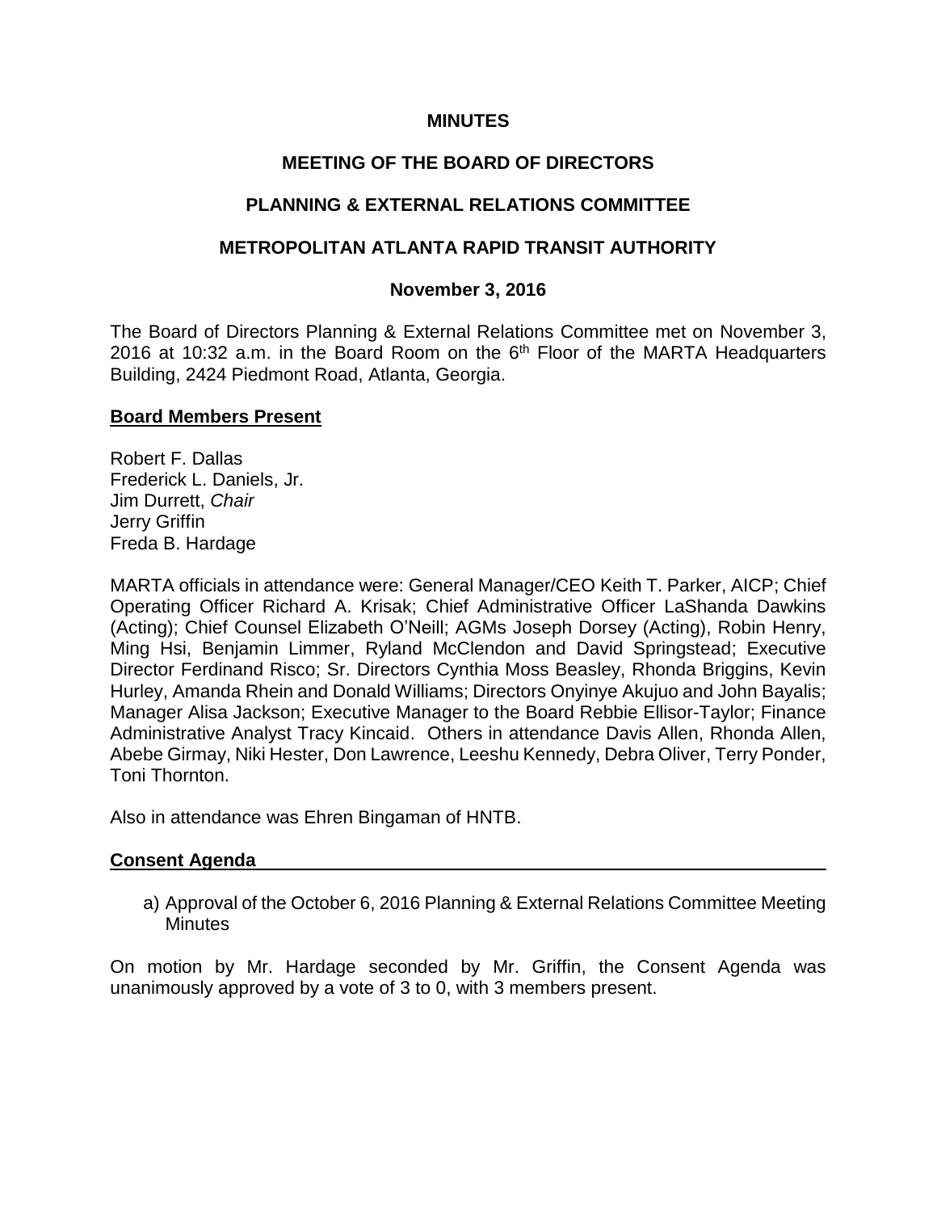**MINUTES**

**MEETING OF THE BOARD OF DIRECTORS**

**PLANNING & EXTERNAL RELATIONS COMMITTEE**

**METROPOLITAN ATLANTA RAPID TRANSIT AUTHORITY**

**November 3, 2016**

The Board of Directors Planning & External Relations Committee met on November 3, 2016 at 10:32 a.m. in the Board Room on the 6th Floor of the MARTA Headquarters Building, 2424 Piedmont Road, Atlanta, Georgia.

**Board Members Present**

Robert F. Dallas
Frederick L. Daniels, Jr.
Jim Durrett, *Chair*
Jerry Griffin
Freda B. Hardage

MARTA officials in attendance were: General Manager/CEO Keith T. Parker, AICP; Chief Operating Officer Richard A. Krisak; Chief Administrative Officer LaShanda Dawkins (Acting); Chief Counsel Elizabeth O'Neill; AGMs Joseph Dorsey (Acting), Robin Henry, Ming Hsi, Benjamin Limmer, Ryland McClendon and David Springstead; Executive Director Ferdinand Risco; Sr. Directors Cynthia Moss Beasley, Rhonda Briggins, Kevin Hurley, Amanda Rhein and Donald Williams; Directors Onyinye Akujuo and John Bayalis; Manager Alisa Jackson; Executive Manager to the Board Rebbie Ellisor-Taylor; Finance Administrative Analyst Tracy Kincaid. Others in attendance Davis Allen, Rhonda Allen, Abebe Girmay, Niki Hester, Don Lawrence, Leeshu Kennedy, Debra Oliver, Terry Ponder, Toni Thornton.

Also in attendance was Ehren Bingaman of HNTB.

**Consent Agenda**

a) Approval of the October 6, 2016 Planning & External Relations Committee Meeting Minutes

On motion by Mr. Hardage seconded by Mr. Griffin, the Consent Agenda was unanimously approved by a vote of 3 to 0, with 3 members present.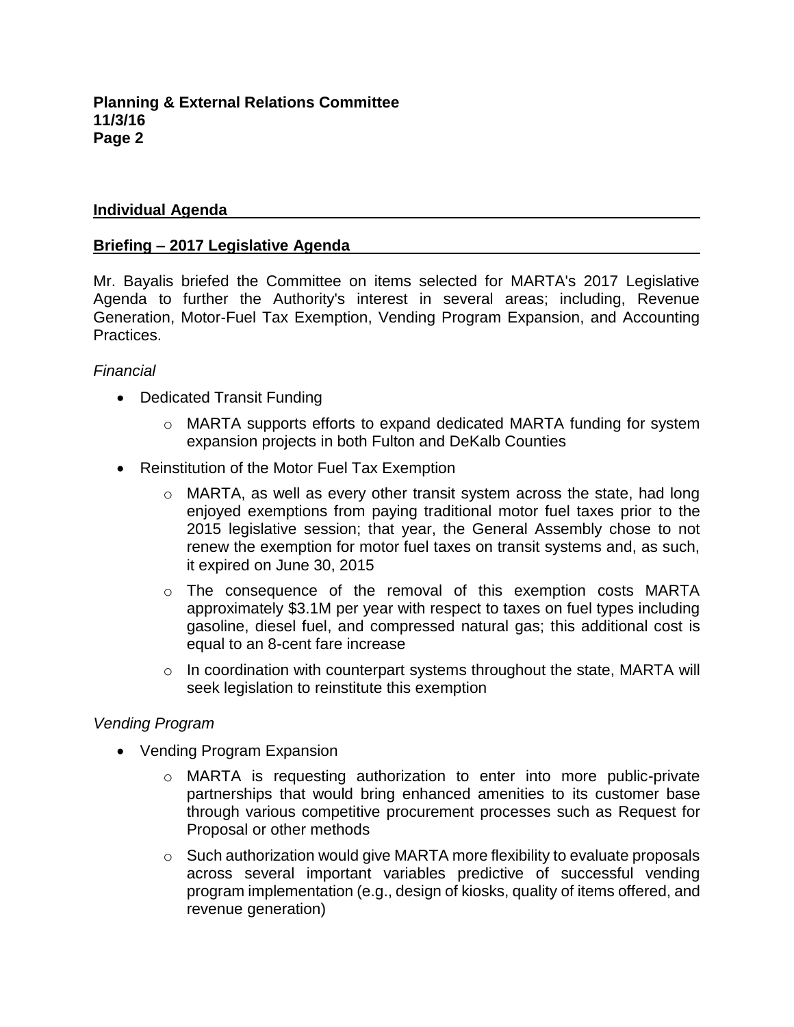## Individual Agenda

### Briefing – 2017 Legislative Agenda

Mr. Bayalis briefed the Committee on items selected for MARTA's 2017 Legislative Agenda to further the Authority's interest in several areas; including, Revenue Generation, Motor-Fuel Tax Exemption, Vending Program Expansion, and Accounting Practices.

*Financial*

- Dedicated Transit Funding
  - MARTA supports efforts to expand dedicated MARTA funding for system expansion projects in both Fulton and DeKalb Counties
- Reinstitution of the Motor Fuel Tax Exemption
  - MARTA, as well as every other transit system across the state, had long enjoyed exemptions from paying traditional motor fuel taxes prior to the 2015 legislative session; that year, the General Assembly chose to not renew the exemption for motor fuel taxes on transit systems and, as such, it expired on June 30, 2015
  - The consequence of the removal of this exemption costs MARTA approximately $3.1M per year with respect to taxes on fuel types including gasoline, diesel fuel, and compressed natural gas; this additional cost is equal to an 8-cent fare increase
  - In coordination with counterpart systems throughout the state, MARTA will seek legislation to reinstitute this exemption

*Vending Program*

- Vending Program Expansion
  - MARTA is requesting authorization to enter into more public-private partnerships that would bring enhanced amenities to its customer base through various competitive procurement processes such as Request for Proposal or other methods
  - Such authorization would give MARTA more flexibility to evaluate proposals across several important variables predictive of successful vending program implementation (e.g., design of kiosks, quality of items offered, and revenue generation)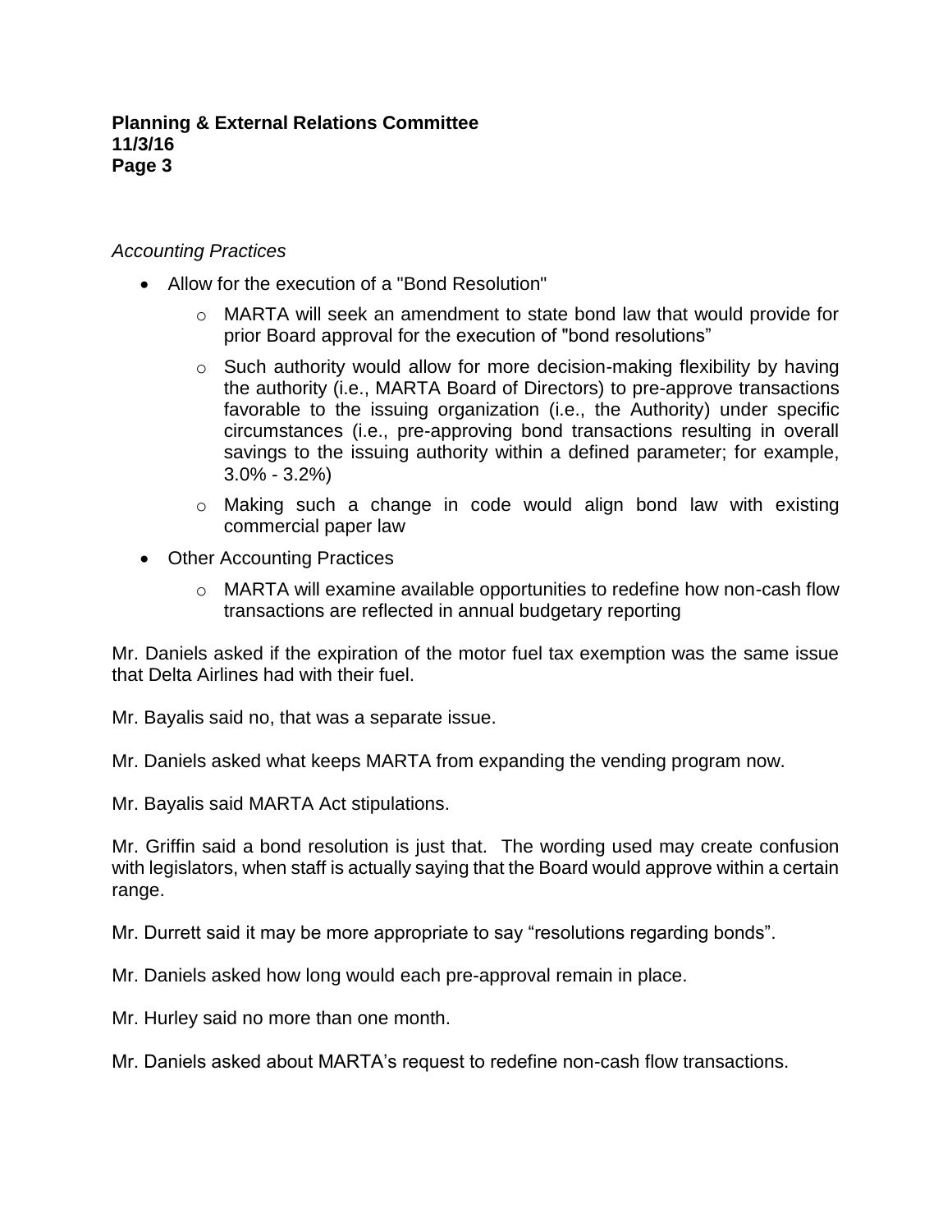*Accounting Practices*

- Allow for the execution of a "Bond Resolution"
  - MARTA will seek an amendment to state bond law that would provide for prior Board approval for the execution of "bond resolutions"
  - Such authority would allow for more decision-making flexibility by having the authority (i.e., MARTA Board of Directors) to pre-approve transactions favorable to the issuing organization (i.e., the Authority) under specific circumstances (i.e., pre-approving bond transactions resulting in overall savings to the issuing authority within a defined parameter; for example, 3.0% - 3.2%)
  - Making such a change in code would align bond law with existing commercial paper law
- Other Accounting Practices
  - MARTA will examine available opportunities to redefine how non-cash flow transactions are reflected in annual budgetary reporting

Mr. Daniels asked if the expiration of the motor fuel tax exemption was the same issue that Delta Airlines had with their fuel.

Mr. Bayalis said no, that was a separate issue.

Mr. Daniels asked what keeps MARTA from expanding the vending program now.

Mr. Bayalis said MARTA Act stipulations.

Mr. Griffin said a bond resolution is just that. The wording used may create confusion with legislators, when staff is actually saying that the Board would approve within a certain range.

Mr. Durrett said it may be more appropriate to say "resolutions regarding bonds".

Mr. Daniels asked how long would each pre-approval remain in place.

Mr. Hurley said no more than one month.

Mr. Daniels asked about MARTA's request to redefine non-cash flow transactions.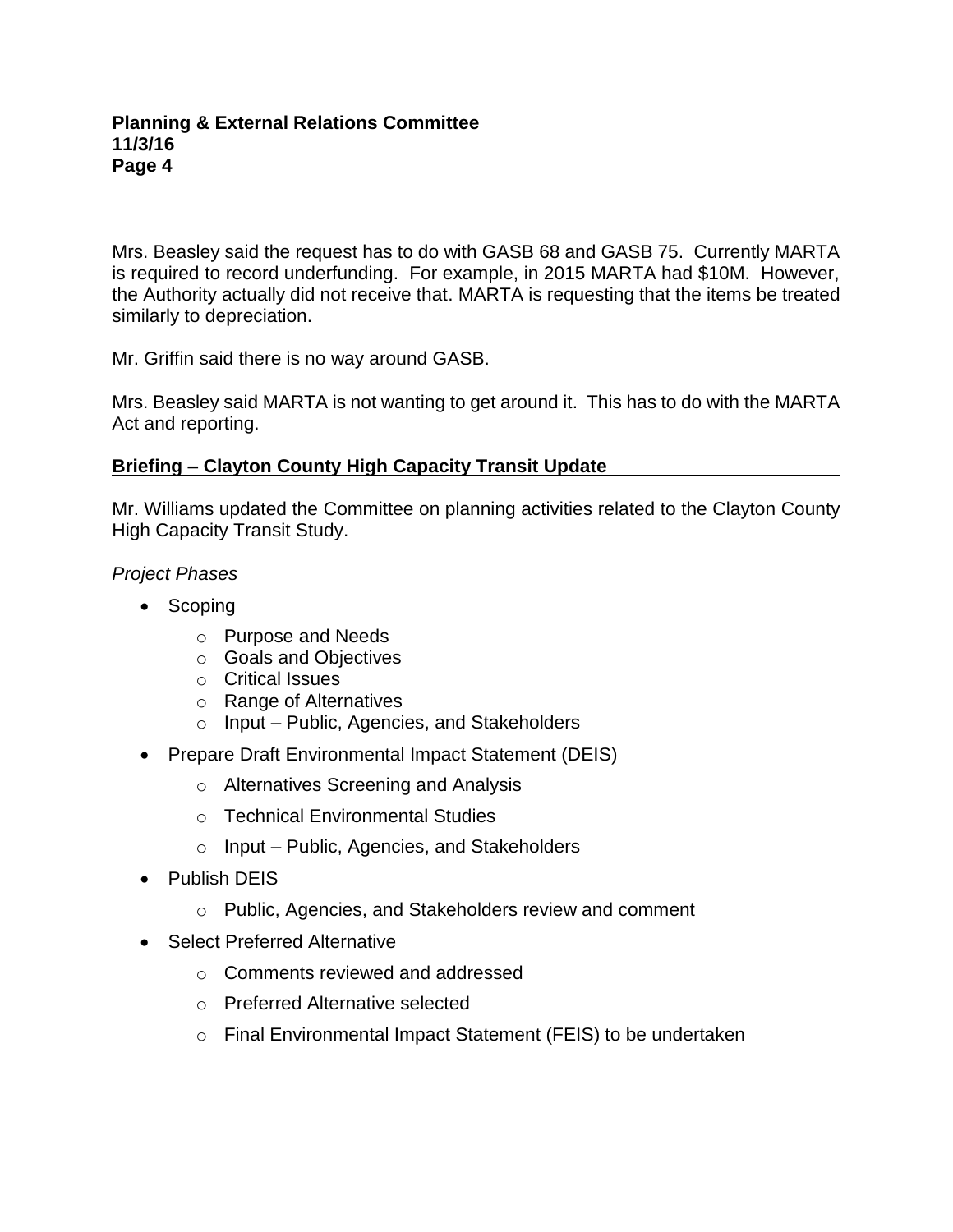Mrs. Beasley said the request has to do with GASB 68 and GASB 75. Currently MARTA is required to record underfunding. For example, in 2015 MARTA had $10M. However, the Authority actually did not receive that. MARTA is requesting that the items be treated similarly to depreciation.

Mr. Griffin said there is no way around GASB.

Mrs. Beasley said MARTA is not wanting to get around it. This has to do with the MARTA Act and reporting.

## Briefing – Clayton County High Capacity Transit Update

Mr. Williams updated the Committee on planning activities related to the Clayton County High Capacity Transit Study.

*Project Phases*

- Scoping
  - Purpose and Needs
  - Goals and Objectives
  - Critical Issues
  - Range of Alternatives
  - Input – Public, Agencies, and Stakeholders
- Prepare Draft Environmental Impact Statement (DEIS)
  - Alternatives Screening and Analysis
  - Technical Environmental Studies
  - Input – Public, Agencies, and Stakeholders
- Publish DEIS
  - Public, Agencies, and Stakeholders review and comment
- Select Preferred Alternative
  - Comments reviewed and addressed
  - Preferred Alternative selected
  - Final Environmental Impact Statement (FEIS) to be undertaken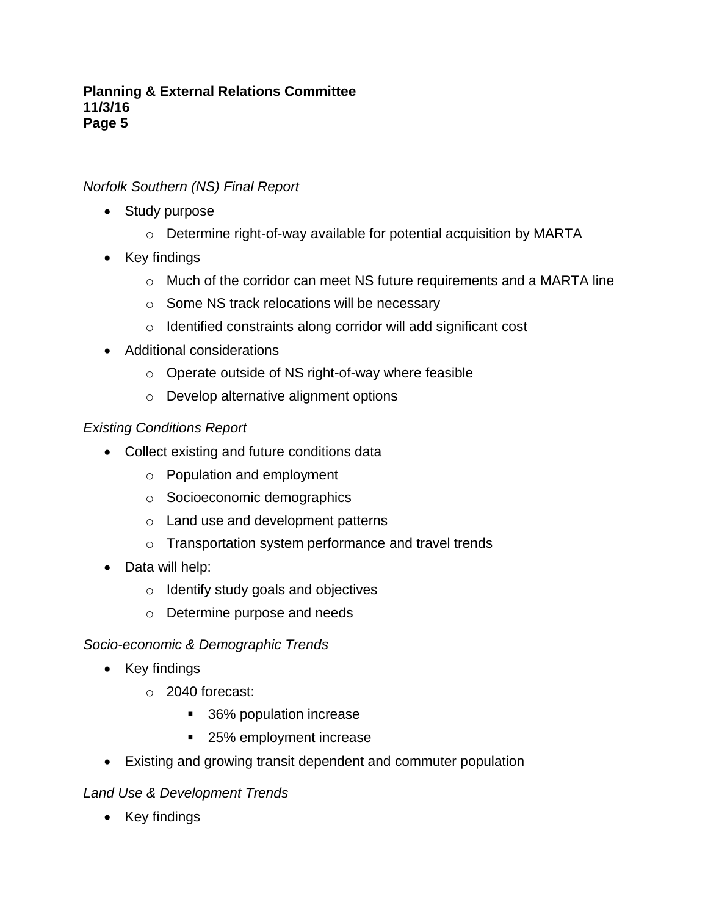*Norfolk Southern (NS) Final Report*

- Study purpose
  - Determine right-of-way available for potential acquisition by MARTA
- Key findings
  - Much of the corridor can meet NS future requirements and a MARTA line
  - Some NS track relocations will be necessary
  - Identified constraints along corridor will add significant cost
- Additional considerations
  - Operate outside of NS right-of-way where feasible
  - Develop alternative alignment options

*Existing Conditions Report*

- Collect existing and future conditions data
  - Population and employment
  - Socioeconomic demographics
  - Land use and development patterns
  - Transportation system performance and travel trends
- Data will help:
  - Identify study goals and objectives
  - Determine purpose and needs

*Socio-economic & Demographic Trends*

- Key findings
  - 2040 forecast:
    - 36% population increase
    - 25% employment increase
- Existing and growing transit dependent and commuter population

*Land Use & Development Trends*

- Key findings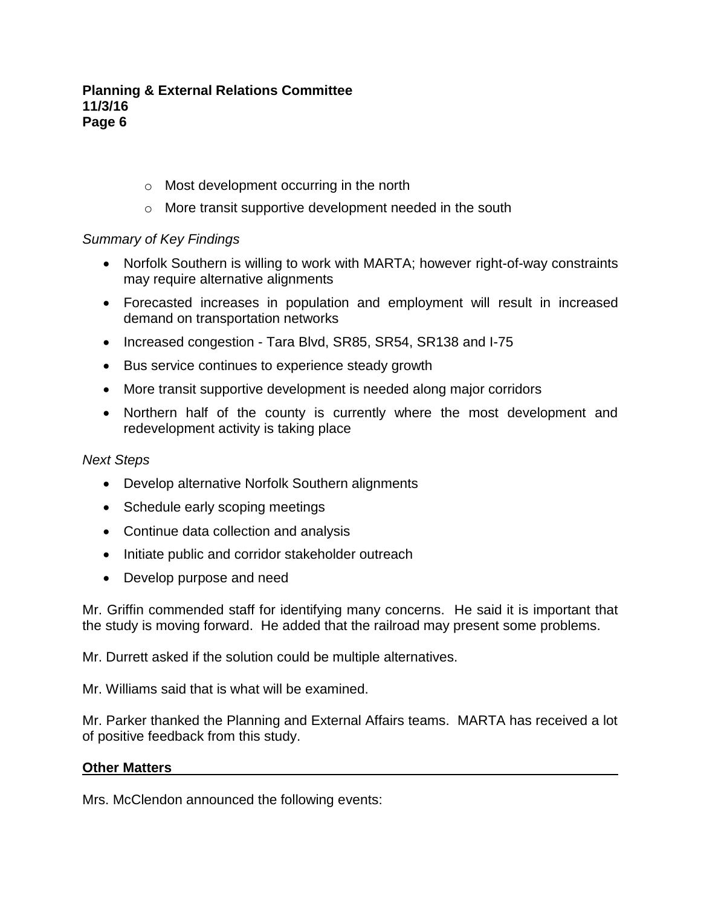- Most development occurring in the north
- More transit supportive development needed in the south

*Summary of Key Findings*

- Norfolk Southern is willing to work with MARTA; however right-of-way constraints may require alternative alignments
- Forecasted increases in population and employment will result in increased demand on transportation networks
- Increased congestion - Tara Blvd, SR85, SR54, SR138 and I-75
- Bus service continues to experience steady growth
- More transit supportive development is needed along major corridors
- Northern half of the county is currently where the most development and redevelopment activity is taking place

*Next Steps*

- Develop alternative Norfolk Southern alignments
- Schedule early scoping meetings
- Continue data collection and analysis
- Initiate public and corridor stakeholder outreach
- Develop purpose and need

Mr. Griffin commended staff for identifying many concerns. He said it is important that the study is moving forward. He added that the railroad may present some problems.

Mr. Durrett asked if the solution could be multiple alternatives.

Mr. Williams said that is what will be examined.

Mr. Parker thanked the Planning and External Affairs teams. MARTA has received a lot of positive feedback from this study.

**Other Matters**

Mrs. McClendon announced the following events: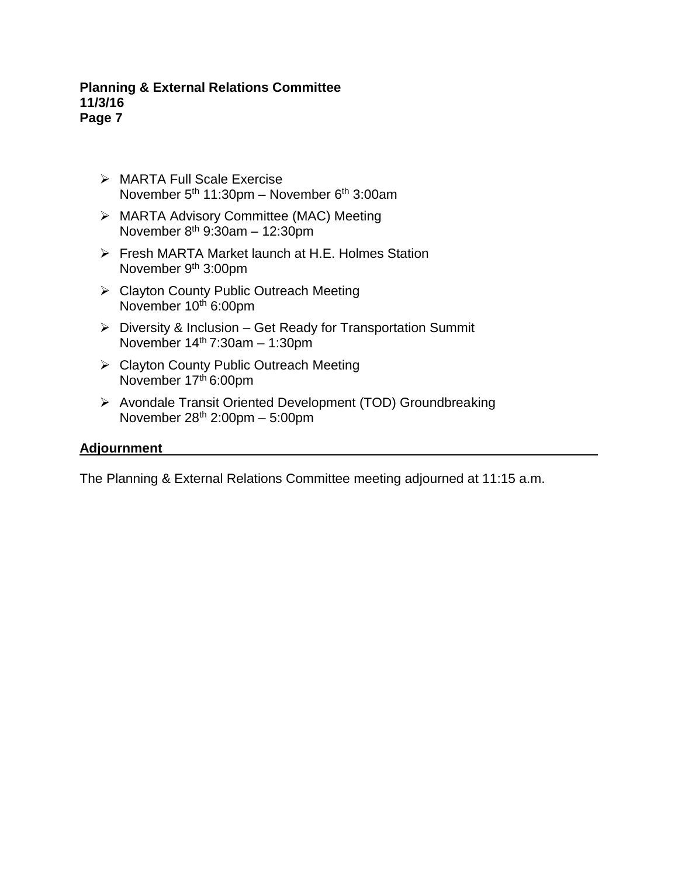- MARTA Full Scale Exercise
  November 5th 11:30pm – November 6th 3:00am
- MARTA Advisory Committee (MAC) Meeting
  November 8th 9:30am – 12:30pm
- Fresh MARTA Market launch at H.E. Holmes Station
  November 9th 3:00pm
- Clayton County Public Outreach Meeting
  November 10th 6:00pm
- Diversity & Inclusion – Get Ready for Transportation Summit
  November 14th 7:30am – 1:30pm
- Clayton County Public Outreach Meeting
  November 17th 6:00pm
- Avondale Transit Oriented Development (TOD) Groundbreaking
  November 28th 2:00pm – 5:00pm

## Adjournment

The Planning & External Relations Committee meeting adjourned at 11:15 a.m.